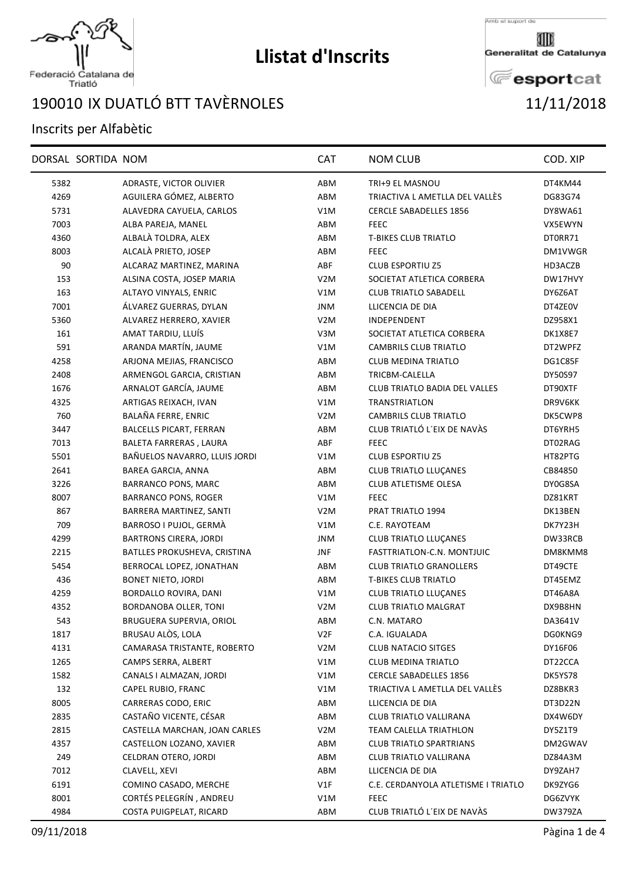# Llistat d'Inscrits

Federació Catalana de Triatló

Amb el suport de Generalitat de Catalunya esportcat

## 190010 IX DUATLÓ BTT TAVÈRNOLES 11/11/2018

Inscrits per Alfabètic

| DORSAL | SORTIDA | NOM | CAT | NOM CLUB | COD. XIP |
|---|---|---|---|---|---|
| 5382 | | ADRASTE, VICTOR OLIVIER | ABM | TRI+9 EL MASNOU | DT4KM44 |
| 4269 | | AGUILERA GÓMEZ, ALBERTO | ABM | TRIACTIVA L AMETLLA DEL VALLÈS | DG83G74 |
| 5731 | | ALAVEDRA CAYUELA, CARLOS | V1M | CERCLE SABADELLES 1856 | DY8WA61 |
| 7003 | | ALBA PAREJA, MANEL | ABM | FEEC | VX5EWYN |
| 4360 | | ALBALÀ TOLDRA, ALEX | ABM | T-BIKES CLUB TRIATLO | DT0RR71 |
| 8003 | | ALCALÀ PRIETO, JOSEP | ABM | FEEC | DM1VWGR |
| 90 | | ALCARAZ MARTINEZ, MARINA | ABF | CLUB ESPORTIU Z5 | HD3ACZB |
| 153 | | ALSINA COSTA, JOSEP MARIA | V2M | SOCIETAT ATLETICA CORBERA | DW17HVY |
| 163 | | ALTAYO VINYALS, ENRIC | V1M | CLUB TRIATLO SABADELL | DY6Z6AT |
| 7001 | | ÁLVAREZ GUERRAS, DYLAN | JNM | LLICENCIA DE DIA | DT4ZE0V |
| 5360 | | ALVAREZ HERRERO, XAVIER | V2M | INDEPENDENT | DZ958X1 |
| 161 | | AMAT TARDIU, LLUÍS | V3M | SOCIETAT ATLETICA CORBERA | DK1X8E7 |
| 591 | | ARANDA MARTÍN, JAUME | V1M | CAMBRILS CLUB TRIATLO | DT2WPFZ |
| 4258 | | ARJONA MEJIAS, FRANCISCO | ABM | CLUB MEDINA TRIATLO | DG1C85F |
| 2408 | | ARMENGOL GARCIA, CRISTIAN | ABM | TRICBM-CALELLA | DY50S97 |
| 1676 | | ARNALOT GARCÍA, JAUME | ABM | CLUB TRIATLO BADIA DEL VALLES | DT90XTF |
| 4325 | | ARTIGAS REIXACH, IVAN | V1M | TRANSTRIATLON | DR9V6KK |
| 760 | | BALAÑA FERRE, ENRIC | V2M | CAMBRILS CLUB TRIATLO | DK5CWP8 |
| 3447 | | BALCELLS PICART, FERRAN | ABM | CLUB TRIATLÓ L´EIX DE NAVÀS | DT6YRH5 |
| 7013 | | BALETA FARRERAS , LAURA | ABF | FEEC | DT02RAG |
| 5501 | | BAÑUELOS NAVARRO, LLUIS JORDI | V1M | CLUB ESPORTIU Z5 | HT82PTG |
| 2641 | | BAREA GARCIA, ANNA | ABM | CLUB TRIATLO LLUÇANES | CB84850 |
| 3226 | | BARRANCO PONS, MARC | ABM | CLUB ATLETISME OLESA | DY0G8SA |
| 8007 | | BARRANCO PONS, ROGER | V1M | FEEC | DZ81KRT |
| 867 | | BARRERA MARTINEZ, SANTI | V2M | PRAT TRIATLO 1994 | DK13BEN |
| 709 | | BARROSO I PUJOL, GERMÀ | V1M | C.E. RAYOTEAM | DK7Y23H |
| 4299 | | BARTRONS CIRERA, JORDI | JNM | CLUB TRIATLO LLUÇANES | DW33RCB |
| 2215 | | BATLLES PROKUSHEVA, CRISTINA | JNF | FASTTRIATLON-C.N. MONTJUIC | DM8KMM8 |
| 5454 | | BERROCAL LOPEZ, JONATHAN | ABM | CLUB TRIATLO GRANOLLERS | DT49CTE |
| 436 | | BONET NIETO, JORDI | ABM | T-BIKES CLUB TRIATLO | DT45EMZ |
| 4259 | | BORDALLO ROVIRA, DANI | V1M | CLUB TRIATLO LLUÇANES | DT46A8A |
| 4352 | | BORDANOBA OLLER, TONI | V2M | CLUB TRIATLO MALGRAT | DX9B8HN |
| 543 | | BRUGUERA SUPERVIA, ORIOL | ABM | C.N. MATARO | DA3641V |
| 1817 | | BRUSAU ALÒS, LOLA | V2F | C.A. IGUALADA | DG0KNG9 |
| 4131 | | CAMARASA TRISTANTE, ROBERTO | V2M | CLUB NATACIO SITGES | DY16F06 |
| 1265 | | CAMPS SERRA, ALBERT | V1M | CLUB MEDINA TRIATLO | DT22CCA |
| 1582 | | CANALS I ALMAZAN, JORDI | V1M | CERCLE SABADELLES 1856 | DK5YS78 |
| 132 | | CAPEL RUBIO, FRANC | V1M | TRIACTIVA L AMETLLA DEL VALLÈS | DZ8BKR3 |
| 8005 | | CARRERAS CODO, ERIC | ABM | LLICENCIA DE DIA | DT3D22N |
| 2835 | | CASTAÑO VICENTE, CÉSAR | ABM | CLUB TRIATLO VALLIRANA | DX4W6DY |
| 2815 | | CASTELLA MARCHAN, JOAN CARLES | V2M | TEAM CALELLA TRIATHLON | DY5Z1T9 |
| 4357 | | CASTELLON LOZANO, XAVIER | ABM | CLUB TRIATLO SPARTRIANS | DM2GWAV |
| 249 | | CELDRAN OTERO, JORDI | ABM | CLUB TRIATLO VALLIRANA | DZ84A3M |
| 7012 | | CLAVELL, XEVI | ABM | LLICENCIA DE DIA | DY9ZAH7 |
| 6191 | | COMINO CASADO, MERCHE | V1F | C.E. CERDANYOLA ATLETISME I TRIATLO | DK9ZYG6 |
| 8001 | | CORTÉS PELEGRÍN , ANDREU | V1M | FEEC | DG6ZVYK |
| 4984 | | COSTA PUIGPELAT, RICARD | ABM | CLUB TRIATLÓ L´EIX DE NAVÀS | DW379ZA |

09/11/2018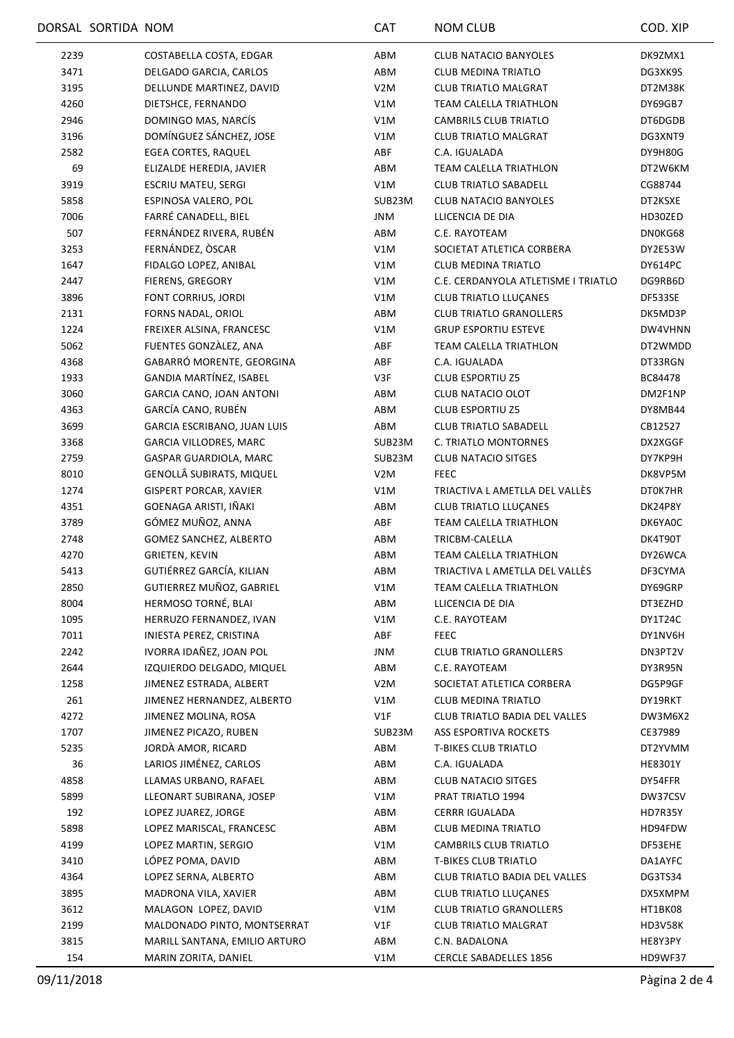| DORSAL | SORTIDA | NOM | CAT | NOM CLUB | COD. XIP |
|---|---|---|---|---|---|
| 2239 | | COSTABELLA COSTA, EDGAR | ABM | CLUB NATACIO BANYOLES | DK9ZMX1 |
| 3471 | | DELGADO GARCIA, CARLOS | ABM | CLUB MEDINA TRIATLO | DG3XK9S |
| 3195 | | DELLUNDE MARTINEZ, DAVID | V2M | CLUB TRIATLO MALGRAT | DT2M38K |
| 4260 | | DIETSHCE, FERNANDO | V1M | TEAM CALELLA TRIATHLON | DY69GB7 |
| 2946 | | DOMINGO MAS, NARCÍS | V1M | CAMBRILS CLUB TRIATLO | DT6DGDB |
| 3196 | | DOMÍNGUEZ SÁNCHEZ, JOSE | V1M | CLUB TRIATLO MALGRAT | DG3XNT9 |
| 2582 | | EGEA CORTES, RAQUEL | ABF | C.A. IGUALADA | DY9H80G |
| 69 | | ELIZALDE HEREDIA, JAVIER | ABM | TEAM CALELLA TRIATHLON | DT2W6KM |
| 3919 | | ESCRIU MATEU, SERGI | V1M | CLUB TRIATLO SABADELL | CG88744 |
| 5858 | | ESPINOSA VALERO, POL | SUB23M | CLUB NATACIO BANYOLES | DT2KSXE |
| 7006 | | FARRÉ CANADELL, BIEL | JNM | LLICENCIA DE DIA | HD30ZED |
| 507 | | FERNÁNDEZ RIVERA, RUBÉN | ABM | C.E. RAYOTEAM | DN0KG68 |
| 3253 | | FERNÁNDEZ, ÒSCAR | V1M | SOCIETAT ATLETICA CORBERA | DY2E53W |
| 1647 | | FIDALGO LOPEZ, ANIBAL | V1M | CLUB MEDINA TRIATLO | DY614PC |
| 2447 | | FIERENS, GREGORY | V1M | C.E. CERDANYOLA ATLETISME I TRIATLO | DG9RB6D |
| 3896 | | FONT CORRIUS, JORDI | V1M | CLUB TRIATLO LLUÇANES | DF533SE |
| 2131 | | FORNS NADAL, ORIOL | ABM | CLUB TRIATLO GRANOLLERS | DK5MD3P |
| 1224 | | FREIXER ALSINA, FRANCESC | V1M | GRUP ESPORTIU ESTEVE | DW4VHNN |
| 5062 | | FUENTES GONZÀLEZ, ANA | ABF | TEAM CALELLA TRIATHLON | DT2WMDD |
| 4368 | | GABARRÓ MORENTE, GEORGINA | ABF | C.A. IGUALADA | DT33RGN |
| 1933 | | GANDIA MARTÍNEZ, ISABEL | V3F | CLUB ESPORTIU Z5 | BC84478 |
| 3060 | | GARCIA CANO, JOAN ANTONI | ABM | CLUB NATACIO OLOT | DM2F1NP |
| 4363 | | GARCÍA CANO, RUBÉN | ABM | CLUB ESPORTIU Z5 | DY8MB44 |
| 3699 | | GARCIA ESCRIBANO, JUAN LUIS | ABM | CLUB TRIATLO SABADELL | CB12527 |
| 3368 | | GARCIA VILLODRES, MARC | SUB23M | C. TRIATLO MONTORNES | DX2XGGF |
| 2759 | | GASPAR GUARDIOLA, MARC | SUB23M | CLUB NATACIO SITGES | DY7KP9H |
| 8010 | | GENOLLÂ SUBIRATS, MIQUEL | V2M | FEEC | DK8VP5M |
| 1274 | | GISPERT PORCAR, XAVIER | V1M | TRIACTIVA L AMETLLA DEL VALLÈS | DT0K7HR |
| 4351 | | GOENAGA ARISTI, IÑAKI | ABM | CLUB TRIATLO LLUÇANES | DK24P8Y |
| 3789 | | GÓMEZ MUÑOZ, ANNA | ABF | TEAM CALELLA TRIATHLON | DK6YA0C |
| 2748 | | GOMEZ SANCHEZ, ALBERTO | ABM | TRICBM-CALELLA | DK4T90T |
| 4270 | | GRIETEN, KEVIN | ABM | TEAM CALELLA TRIATHLON | DY26WCA |
| 5413 | | GUTIÉRREZ GARCÍA, KILIAN | ABM | TRIACTIVA L AMETLLA DEL VALLÈS | DF3CYMA |
| 2850 | | GUTIERREZ MUÑOZ, GABRIEL | V1M | TEAM CALELLA TRIATHLON | DY69GRP |
| 8004 | | HERMOSO TORNÉ, BLAI | ABM | LLICENCIA DE DIA | DT3EZHD |
| 1095 | | HERRUZO FERNANDEZ, IVAN | V1M | C.E. RAYOTEAM | DY1T24C |
| 7011 | | INIESTA PEREZ, CRISTINA | ABF | FEEC | DY1NV6H |
| 2242 | | IVORRA IDAÑEZ, JOAN POL | JNM | CLUB TRIATLO GRANOLLERS | DN3PT2V |
| 2644 | | IZQUIERDO DELGADO, MIQUEL | ABM | C.E. RAYOTEAM | DY3R95N |
| 1258 | | JIMENEZ ESTRADA, ALBERT | V2M | SOCIETAT ATLETICA CORBERA | DG5P9GF |
| 261 | | JIMENEZ HERNANDEZ, ALBERTO | V1M | CLUB MEDINA TRIATLO | DY19RKT |
| 4272 | | JIMENEZ MOLINA, ROSA | V1F | CLUB TRIATLO BADIA DEL VALLES | DW3M6X2 |
| 1707 | | JIMENEZ PICAZO, RUBEN | SUB23M | ASS ESPORTIVA ROCKETS | CE37989 |
| 5235 | | JORDÀ AMOR, RICARD | ABM | T-BIKES CLUB TRIATLO | DT2YVMM |
| 36 | | LARIOS JIMÉNEZ, CARLOS | ABM | C.A. IGUALADA | HE8301Y |
| 4858 | | LLAMAS URBANO, RAFAEL | ABM | CLUB NATACIO SITGES | DY54FFR |
| 5899 | | LLEONART SUBIRANA, JOSEP | V1M | PRAT TRIATLO 1994 | DW37CSV |
| 192 | | LOPEZ JUAREZ, JORGE | ABM | CERRR IGUALADA | HD7R35Y |
| 5898 | | LOPEZ MARISCAL, FRANCESC | ABM | CLUB MEDINA TRIATLO | HD94FDW |
| 4199 | | LOPEZ MARTIN, SERGIO | V1M | CAMBRILS CLUB TRIATLO | DF53EHE |
| 3410 | | LÓPEZ POMA, DAVID | ABM | T-BIKES CLUB TRIATLO | DA1AYFC |
| 4364 | | LOPEZ SERNA, ALBERTO | ABM | CLUB TRIATLO BADIA DEL VALLES | DG3TS34 |
| 3895 | | MADRONA VILA, XAVIER | ABM | CLUB TRIATLO LLUÇANES | DX5XMPM |
| 3612 | | MALAGON LOPEZ, DAVID | V1M | CLUB TRIATLO GRANOLLERS | HT1BK08 |
| 2199 | | MALDONADO PINTO, MONTSERRAT | V1F | CLUB TRIATLO MALGRAT | HD3V58K |
| 3815 | | MARILL SANTANA, EMILIO ARTURO | ABM | C.N. BADALONA | HE8Y3PY |
| 154 | | MARIN ZORITA, DANIEL | V1M | CERCLE SABADELLES 1856 | HD9WF37 |

09/11/2018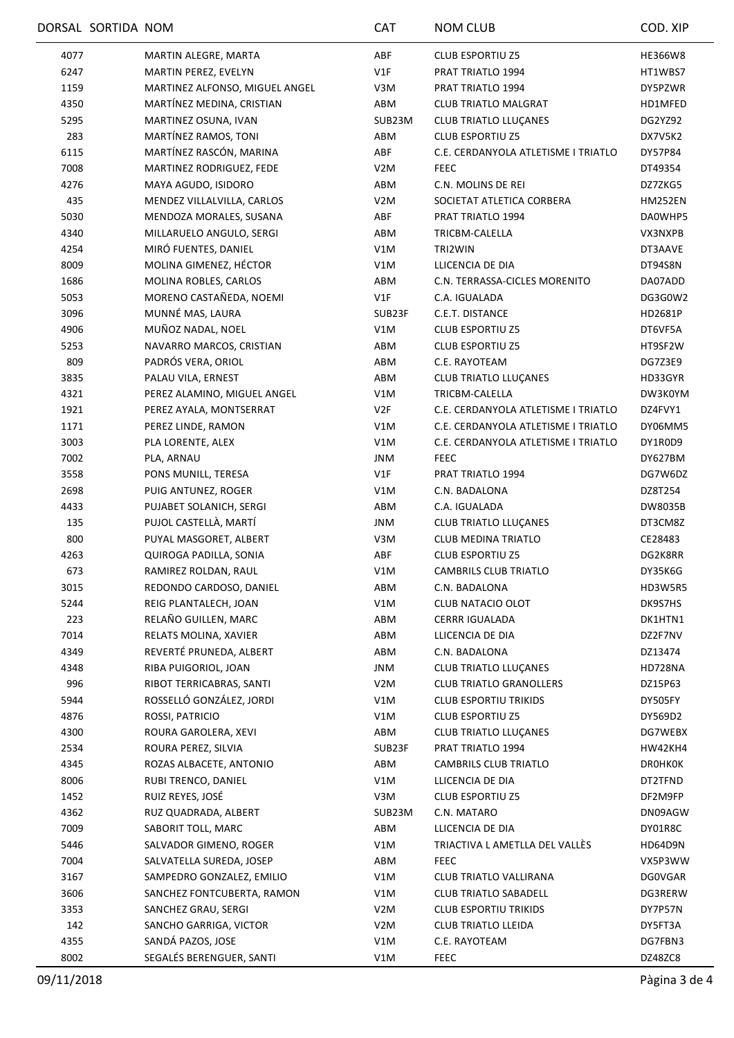| DORSAL | SORTIDA | NOM | CAT | NOM CLUB | COD. XIP |
|---|---|---|---|---|---|
| 4077 | | MARTIN ALEGRE, MARTA | ABF | CLUB ESPORTIU Z5 | HE366W8 |
| 6247 | | MARTIN PEREZ, EVELYN | V1F | PRAT TRIATLO 1994 | HT1WBS7 |
| 1159 | | MARTINEZ ALFONSO, MIGUEL ANGEL | V3M | PRAT TRIATLO 1994 | DY5PZWR |
| 4350 | | MARTÍNEZ MEDINA, CRISTIAN | ABM | CLUB TRIATLO MALGRAT | HD1MFED |
| 5295 | | MARTINEZ OSUNA, IVAN | SUB23M | CLUB TRIATLO LLUÇANES | DG2YZ92 |
| 283 | | MARTÍNEZ RAMOS, TONI | ABM | CLUB ESPORTIU Z5 | DX7V5K2 |
| 6115 | | MARTÍNEZ RASCÓN, MARINA | ABF | C.E. CERDANYOLA ATLETISME I TRIATLO | DY57P84 |
| 7008 | | MARTINEZ RODRIGUEZ, FEDE | V2M | FEEC | DT49354 |
| 4276 | | MAYA AGUDO, ISIDORO | ABM | C.N. MOLINS DE REI | DZ7ZKG5 |
| 435 | | MENDEZ VILLALVILLA, CARLOS | V2M | SOCIETAT ATLETICA CORBERA | HM252EN |
| 5030 | | MENDOZA MORALES, SUSANA | ABF | PRAT TRIATLO 1994 | DA0WHP5 |
| 4340 | | MILLARUELO ANGULO, SERGI | ABM | TRICBM-CALELLA | VX3NXPB |
| 4254 | | MIRÓ FUENTES, DANIEL | V1M | TRI2WIN | DT3AAVE |
| 8009 | | MOLINA GIMENEZ, HÉCTOR | V1M | LLICENCIA DE DIA | DT94S8N |
| 1686 | | MOLINA ROBLES, CARLOS | ABM | C.N. TERRASSA-CICLES MORENITO | DA07ADD |
| 5053 | | MORENO CASTAÑEDA, NOEMI | V1F | C.A. IGUALADA | DG3G0W2 |
| 3096 | | MUNNÉ MAS, LAURA | SUB23F | C.E.T. DISTANCE | HD2681P |
| 4906 | | MUÑOZ NADAL, NOEL | V1M | CLUB ESPORTIU Z5 | DT6VF5A |
| 5253 | | NAVARRO MARCOS, CRISTIAN | ABM | CLUB ESPORTIU Z5 | HT9SF2W |
| 809 | | PADRÓS VERA, ORIOL | ABM | C.E. RAYOTEAM | DG7Z3E9 |
| 3835 | | PALAU VILA, ERNEST | ABM | CLUB TRIATLO LLUÇANES | HD33GYR |
| 4321 | | PEREZ ALAMINO, MIGUEL ANGEL | V1M | TRICBM-CALELLA | DW3K0YM |
| 1921 | | PEREZ AYALA, MONTSERRAT | V2F | C.E. CERDANYOLA ATLETISME I TRIATLO | DZ4FVY1 |
| 1171 | | PEREZ LINDE, RAMON | V1M | C.E. CERDANYOLA ATLETISME I TRIATLO | DY06MM5 |
| 3003 | | PLA LORENTE, ALEX | V1M | C.E. CERDANYOLA ATLETISME I TRIATLO | DY1R0D9 |
| 7002 | | PLA, ARNAU | JNM | FEEC | DY627BM |
| 3558 | | PONS MUNILL, TERESA | V1F | PRAT TRIATLO 1994 | DG7W6DZ |
| 2698 | | PUIG ANTUNEZ, ROGER | V1M | C.N. BADALONA | DZ8T254 |
| 4433 | | PUJABET SOLANICH, SERGI | ABM | C.A. IGUALADA | DW8035B |
| 135 | | PUJOL CASTELLÀ, MARTÍ | JNM | CLUB TRIATLO LLUÇANES | DT3CM8Z |
| 800 | | PUYAL MASGORET, ALBERT | V3M | CLUB MEDINA TRIATLO | CE28483 |
| 4263 | | QUIROGA PADILLA, SONIA | ABF | CLUB ESPORTIU Z5 | DG2K8RR |
| 673 | | RAMIREZ ROLDAN, RAUL | V1M | CAMBRILS CLUB TRIATLO | DY35K6G |
| 3015 | | REDONDO CARDOSO, DANIEL | ABM | C.N. BADALONA | HD3W5R5 |
| 5244 | | REIG PLANTALECH, JOAN | V1M | CLUB NATACIO OLOT | DK9S7HS |
| 223 | | RELAÑO GUILLEN, MARC | ABM | CERRR IGUALADA | DK1HTN1 |
| 7014 | | RELATS MOLINA, XAVIER | ABM | LLICENCIA DE DIA | DZ2F7NV |
| 4349 | | REVERTÉ PRUNEDA, ALBERT | ABM | C.N. BADALONA | DZ13474 |
| 4348 | | RIBA PUIGORIOL, JOAN | JNM | CLUB TRIATLO LLUÇANES | HD728NA |
| 996 | | RIBOT TERRICABRAS, SANTI | V2M | CLUB TRIATLO GRANOLLERS | DZ15P63 |
| 5944 | | ROSSELLÓ GONZÁLEZ, JORDI | V1M | CLUB ESPORTIU TRIKIDS | DY505FY |
| 4876 | | ROSSI, PATRICIO | V1M | CLUB ESPORTIU Z5 | DY569D2 |
| 4300 | | ROURA GAROLERA, XEVI | ABM | CLUB TRIATLO LLUÇANES | DG7WEBX |
| 2534 | | ROURA PEREZ, SILVIA | SUB23F | PRAT TRIATLO 1994 | HW42KH4 |
| 4345 | | ROZAS ALBACETE, ANTONIO | ABM | CAMBRILS CLUB TRIATLO | DR0HK0K |
| 8006 | | RUBI TRENCO, DANIEL | V1M | LLICENCIA DE DIA | DT2TFND |
| 1452 | | RUIZ REYES, JOSÉ | V3M | CLUB ESPORTIU Z5 | DF2M9FP |
| 4362 | | RUZ QUADRADA, ALBERT | SUB23M | C.N. MATARO | DN09AGW |
| 7009 | | SABORIT TOLL, MARC | ABM | LLICENCIA DE DIA | DY01R8C |
| 5446 | | SALVADOR GIMENO, ROGER | V1M | TRIACTIVA L AMETLLA DEL VALLÈS | HD64D9N |
| 7004 | | SALVATELLA SUREDA, JOSEP | ABM | FEEC | VX5P3WW |
| 3167 | | SAMPEDRO GONZALEZ, EMILIO | V1M | CLUB TRIATLO VALLIRANA | DG0VGAR |
| 3606 | | SANCHEZ FONTCUBERTA, RAMON | V1M | CLUB TRIATLO SABADELL | DG3RERW |
| 3353 | | SANCHEZ GRAU, SERGI | V2M | CLUB ESPORTIU TRIKIDS | DY7P57N |
| 142 | | SANCHO GARRIGA, VICTOR | V2M | CLUB TRIATLO LLEIDA | DY5FT3A |
| 4355 | | SANDÁ PAZOS, JOSE | V1M | C.E. RAYOTEAM | DG7FBN3 |
| 8002 | | SEGALÉS BERENGUER, SANTI | V1M | FEEC | DZ48ZC8 |

09/11/2018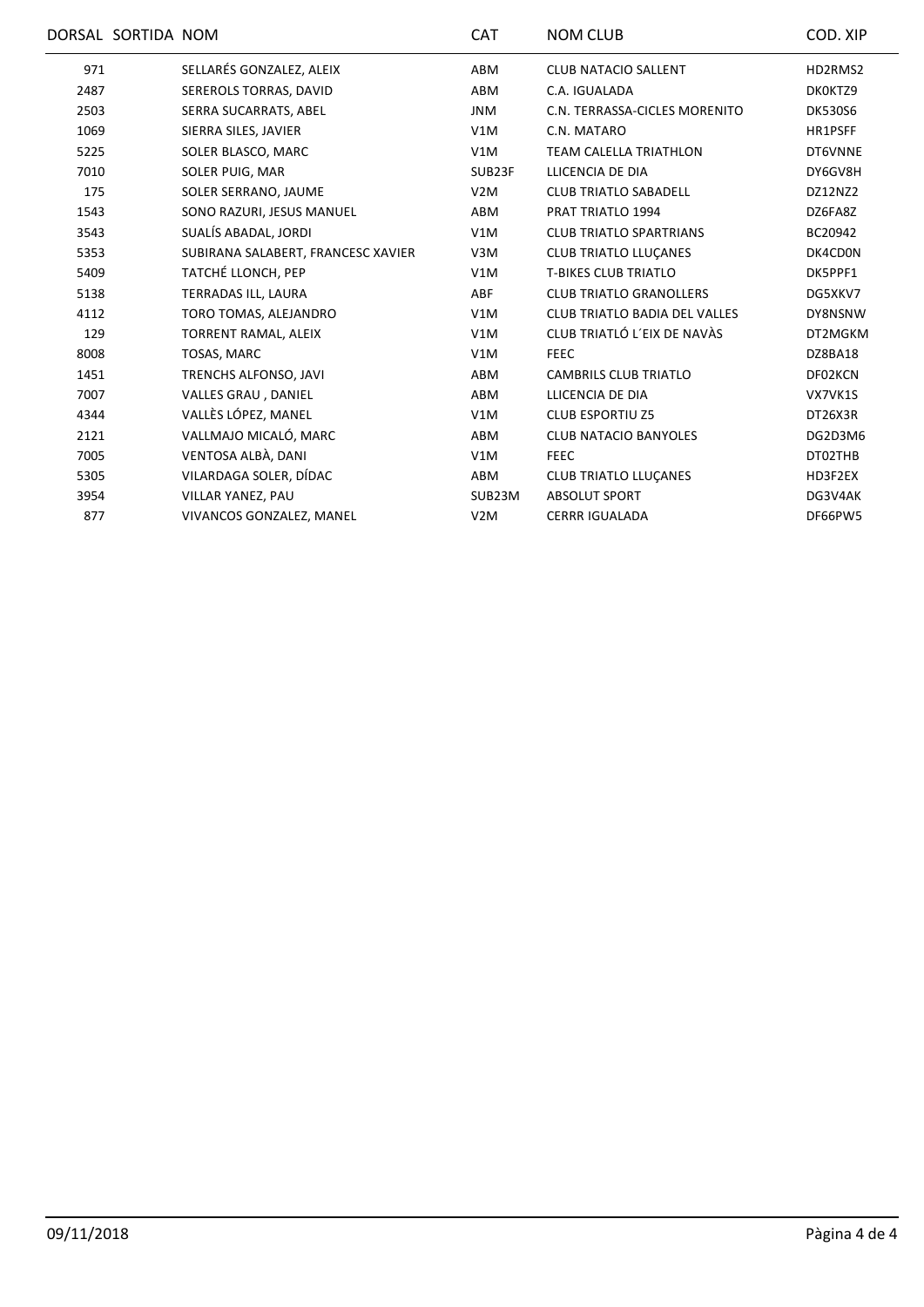| DORSAL | SORTIDA | NOM | CAT | NOM CLUB | COD. XIP |
|---|---|---|---|---|---|
| 971 | | SELLARÉS GONZALEZ, ALEIX | ABM | CLUB NATACIO SALLENT | HD2RMS2 |
| 2487 | | SEREROLS TORRAS, DAVID | ABM | C.A. IGUALADA | DK0KTZ9 |
| 2503 | | SERRA SUCARRATS, ABEL | JNM | C.N. TERRASSA-CICLES MORENITO | DK530S6 |
| 1069 | | SIERRA SILES, JAVIER | V1M | C.N. MATARO | HR1PSFF |
| 5225 | | SOLER BLASCO, MARC | V1M | TEAM CALELLA TRIATHLON | DT6VNNE |
| 7010 | | SOLER PUIG, MAR | SUB23F | LLICENCIA DE DIA | DY6GV8H |
| 175 | | SOLER SERRANO, JAUME | V2M | CLUB TRIATLO SABADELL | DZ12NZ2 |
| 1543 | | SONO RAZURI, JESUS MANUEL | ABM | PRAT TRIATLO 1994 | DZ6FA8Z |
| 3543 | | SUALÍS ABADAL, JORDI | V1M | CLUB TRIATLO SPARTRIANS | BC20942 |
| 5353 | | SUBIRANA SALABERT, FRANCESC XAVIER | V3M | CLUB TRIATLO LLUÇANES | DK4CD0N |
| 5409 | | TATCHÉ LLONCH, PEP | V1M | T-BIKES CLUB TRIATLO | DK5PPF1 |
| 5138 | | TERRADAS ILL, LAURA | ABF | CLUB TRIATLO GRANOLLERS | DG5XKV7 |
| 4112 | | TORO TOMAS, ALEJANDRO | V1M | CLUB TRIATLO BADIA DEL VALLES | DY8NSNW |
| 129 | | TORRENT RAMAL, ALEIX | V1M | CLUB TRIATLÓ L´EIX DE NAVÀS | DT2MGKM |
| 8008 | | TOSAS, MARC | V1M | FEEC | DZ8BA18 |
| 1451 | | TRENCHS ALFONSO, JAVI | ABM | CAMBRILS CLUB TRIATLO | DF02KCN |
| 7007 | | VALLES GRAU , DANIEL | ABM | LLICENCIA DE DIA | VX7VK1S |
| 4344 | | VALLÈS LÓPEZ, MANEL | V1M | CLUB ESPORTIU Z5 | DT26X3R |
| 2121 | | VALLMAJO MICALÓ, MARC | ABM | CLUB NATACIO BANYOLES | DG2D3M6 |
| 7005 | | VENTOSA ALBÀ, DANI | V1M | FEEC | DT02THB |
| 5305 | | VILARDAGA SOLER, DÍDAC | ABM | CLUB TRIATLO LLUÇANES | HD3F2EX |
| 3954 | | VILLAR YANEZ, PAU | SUB23M | ABSOLUT SPORT | DG3V4AK |
| 877 | | VIVANCOS GONZALEZ, MANEL | V2M | CERRR IGUALADA | DF66PW5 |

09/11/2018